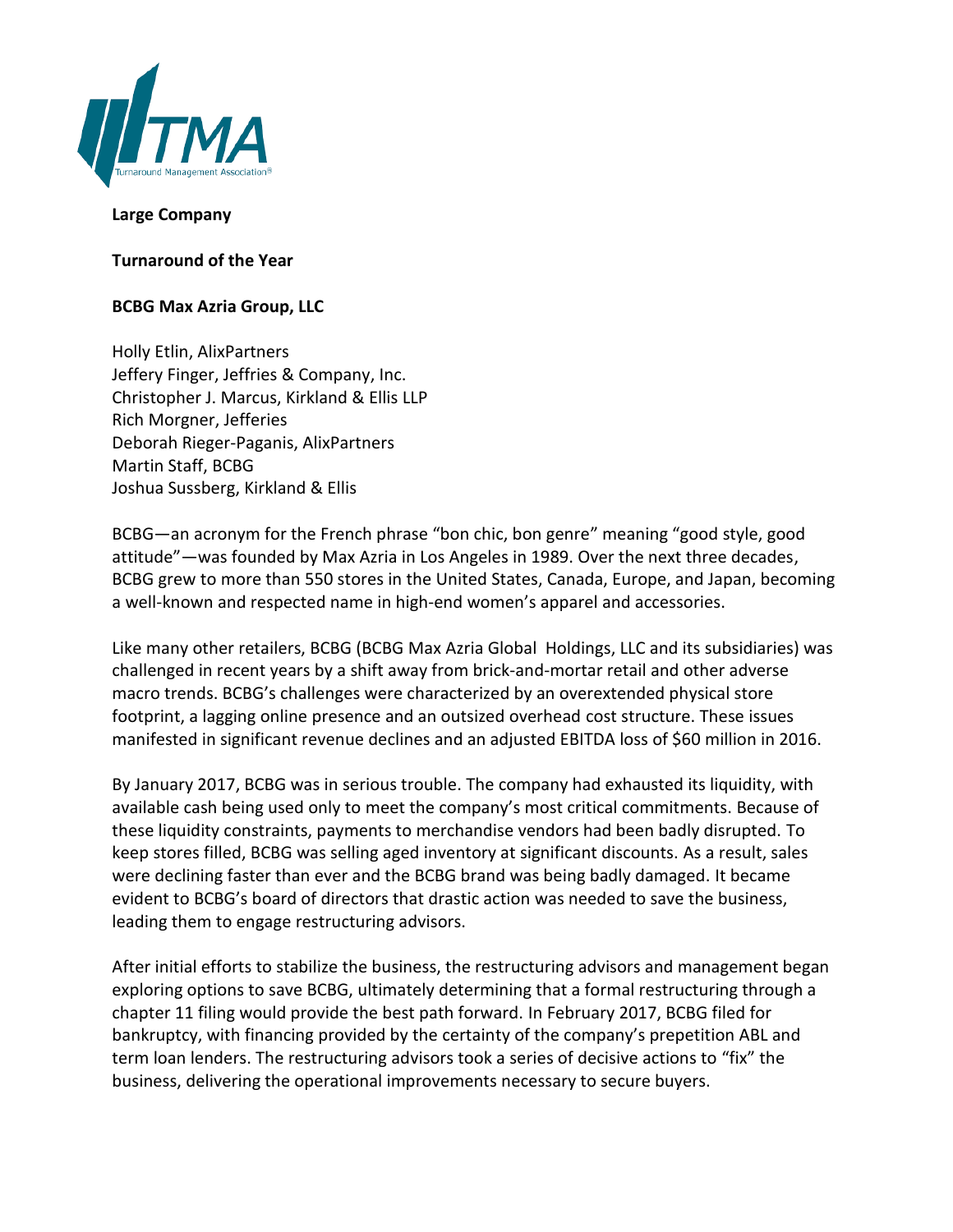**Large Company**

**Turnaround of the Year**

**BCBG Max Azria Group, LLC**

Holly Etlin, AlixPartners
Jeffery Finger, Jeffries & Company, Inc.
Christopher J. Marcus, Kirkland & Ellis LLP
Rich Morgner, Jefferies
Deborah Rieger-Paganis, AlixPartners
Martin Staff, BCBG
Joshua Sussberg, Kirkland & Ellis

BCBG—an acronym for the French phrase "bon chic, bon genre" meaning "good style, good attitude"—was founded by Max Azria in Los Angeles in 1989. Over the next three decades, BCBG grew to more than 550 stores in the United States, Canada, Europe, and Japan, becoming a well-known and respected name in high-end women's apparel and accessories.

Like many other retailers, BCBG (BCBG Max Azria Global Holdings, LLC and its subsidiaries) was challenged in recent years by a shift away from brick-and-mortar retail and other adverse macro trends. BCBG's challenges were characterized by an overextended physical store footprint, a lagging online presence and an outsized overhead cost structure. These issues manifested in significant revenue declines and an adjusted EBITDA loss of $60 million in 2016.

By January 2017, BCBG was in serious trouble. The company had exhausted its liquidity, with available cash being used only to meet the company's most critical commitments. Because of these liquidity constraints, payments to merchandise vendors had been badly disrupted. To keep stores filled, BCBG was selling aged inventory at significant discounts. As a result, sales were declining faster than ever and the BCBG brand was being badly damaged. It became evident to BCBG's board of directors that drastic action was needed to save the business, leading them to engage restructuring advisors.

After initial efforts to stabilize the business, the restructuring advisors and management began exploring options to save BCBG, ultimately determining that a formal restructuring through a chapter 11 filing would provide the best path forward. In February 2017, BCBG filed for bankruptcy, with financing provided by the certainty of the company's prepetition ABL and term loan lenders. The restructuring advisors took a series of decisive actions to "fix" the business, delivering the operational improvements necessary to secure buyers.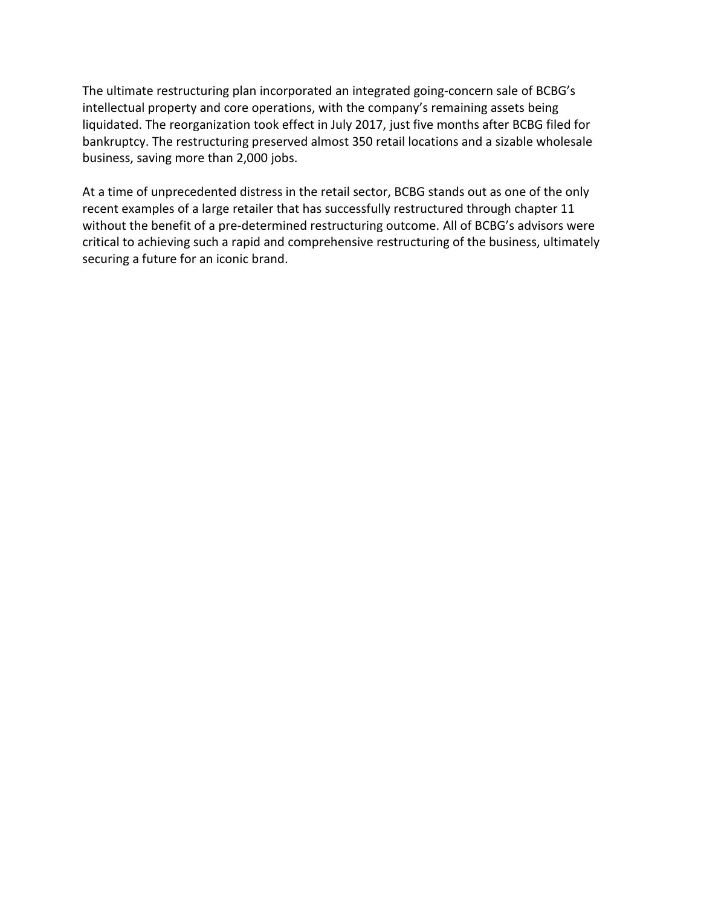The ultimate restructuring plan incorporated an integrated going-concern sale of BCBG's intellectual property and core operations, with the company's remaining assets being liquidated. The reorganization took effect in July 2017, just five months after BCBG filed for bankruptcy. The restructuring preserved almost 350 retail locations and a sizable wholesale business, saving more than 2,000 jobs.

At a time of unprecedented distress in the retail sector, BCBG stands out as one of the only recent examples of a large retailer that has successfully restructured through chapter 11 without the benefit of a pre-determined restructuring outcome. All of BCBG's advisors were critical to achieving such a rapid and comprehensive restructuring of the business, ultimately securing a future for an iconic brand.